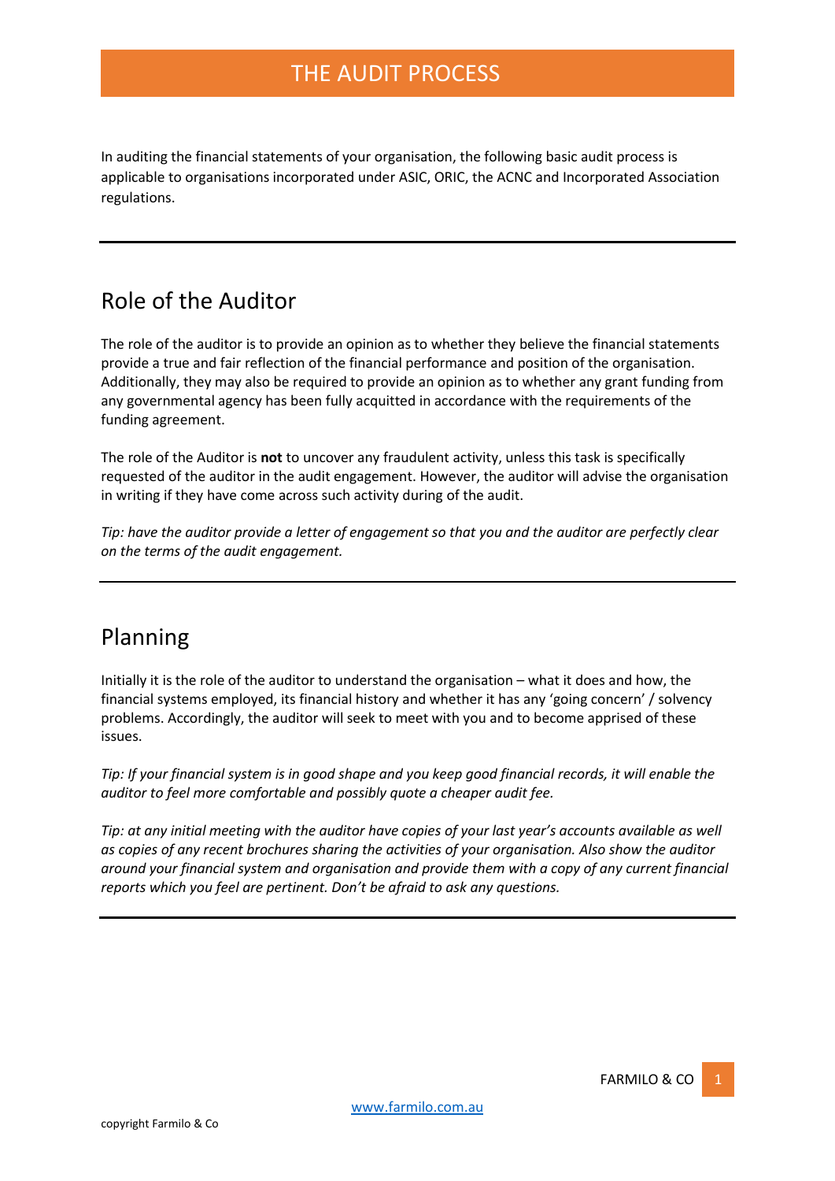# THE AUDIT PROCESS

In auditing the financial statements of your organisation, the following basic audit process is applicable to organisations incorporated under ASIC, ORIC, the ACNC and Incorporated Association regulations.

---

## Role of the Auditor

The role of the auditor is to provide an opinion as to whether they believe the financial statements provide a true and fair reflection of the financial performance and position of the organisation. Additionally, they may also be required to provide an opinion as to whether any grant funding from any governmental agency has been fully acquitted in accordance with the requirements of the funding agreement.

The role of the Auditor is **not** to uncover any fraudulent activity, unless this task is specifically requested of the auditor in the audit engagement. However, the auditor will advise the organisation in writing if they have come across such activity during of the audit.

*Tip: have the auditor provide a letter of engagement so that you and the auditor are perfectly clear on the terms of the audit engagement.*

---

## Planning

Initially it is the role of the auditor to understand the organisation – what it does and how, the financial systems employed, its financial history and whether it has any 'going concern' / solvency problems. Accordingly, the auditor will seek to meet with you and to become apprised of these issues.

*Tip: If your financial system is in good shape and you keep good financial records, it will enable the auditor to feel more comfortable and possibly quote a cheaper audit fee.*

*Tip: at any initial meeting with the auditor have copies of your last year's accounts available as well as copies of any recent brochures sharing the activities of your organisation. Also show the auditor around your financial system and organisation and provide them with a copy of any current financial reports which you feel are pertinent. Don't be afraid to ask any questions.*

---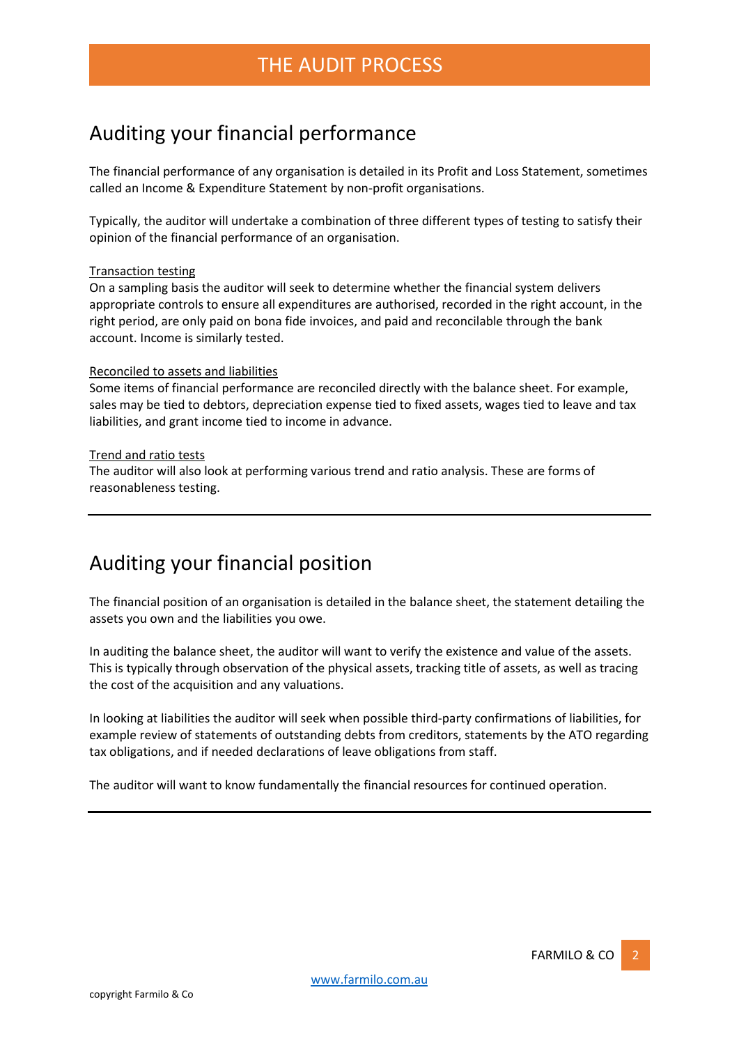# THE AUDIT PROCESS

## Auditing your financial performance

The financial performance of any organisation is detailed in its Profit and Loss Statement, sometimes called an Income & Expenditure Statement by non-profit organisations.

Typically, the auditor will undertake a combination of three different types of testing to satisfy their opinion of the financial performance of an organisation.

<u>Transaction testing</u>
On a sampling basis the auditor will seek to determine whether the financial system delivers appropriate controls to ensure all expenditures are authorised, recorded in the right account, in the right period, are only paid on bona fide invoices, and paid and reconcilable through the bank account. Income is similarly tested.

<u>Reconciled to assets and liabilities</u>
Some items of financial performance are reconciled directly with the balance sheet. For example, sales may be tied to debtors, depreciation expense tied to fixed assets, wages tied to leave and tax liabilities, and grant income tied to income in advance.

<u>Trend and ratio tests</u>
The auditor will also look at performing various trend and ratio analysis. These are forms of reasonableness testing.

---

## Auditing your financial position

The financial position of an organisation is detailed in the balance sheet, the statement detailing the assets you own and the liabilities you owe.

In auditing the balance sheet, the auditor will want to verify the existence and value of the assets. This is typically through observation of the physical assets, tracking title of assets, as well as tracing the cost of the acquisition and any valuations.

In looking at liabilities the auditor will seek when possible third-party confirmations of liabilities, for example review of statements of outstanding debts from creditors, statements by the ATO regarding tax obligations, and if needed declarations of leave obligations from staff.

The auditor will want to know fundamentally the financial resources for continued operation.

---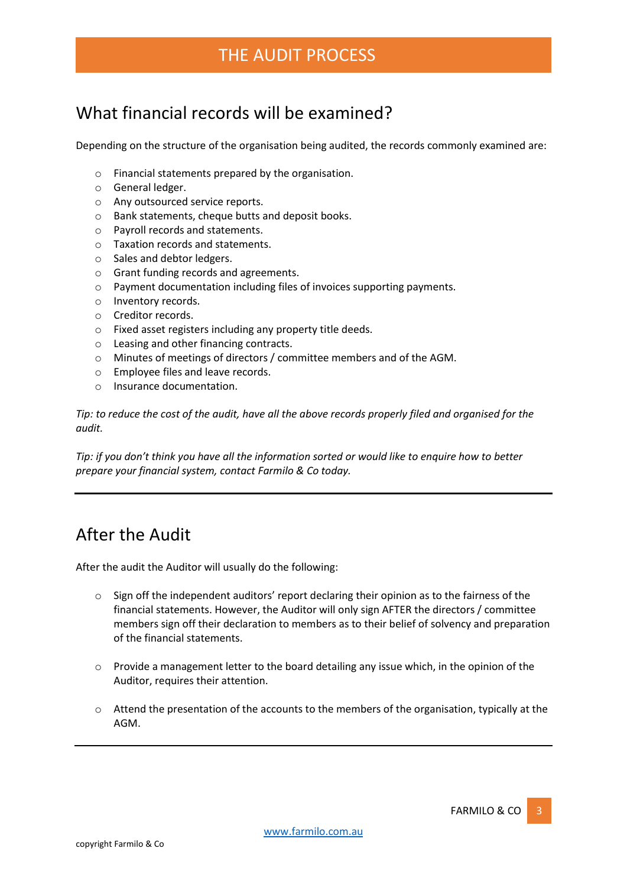# THE AUDIT PROCESS

## What financial records will be examined?

Depending on the structure of the organisation being audited, the records commonly examined are:

- Financial statements prepared by the organisation.
- General ledger.
- Any outsourced service reports.
- Bank statements, cheque butts and deposit books.
- Payroll records and statements.
- Taxation records and statements.
- Sales and debtor ledgers.
- Grant funding records and agreements.
- Payment documentation including files of invoices supporting payments.
- Inventory records.
- Creditor records.
- Fixed asset registers including any property title deeds.
- Leasing and other financing contracts.
- Minutes of meetings of directors / committee members and of the AGM.
- Employee files and leave records.
- Insurance documentation.

*Tip: to reduce the cost of the audit, have all the above records properly filed and organised for the audit.*

*Tip: if you don't think you have all the information sorted or would like to enquire how to better prepare your financial system, contact Farmilo & Co today.*

---

## After the Audit

After the audit the Auditor will usually do the following:

- Sign off the independent auditors' report declaring their opinion as to the fairness of the financial statements. However, the Auditor will only sign AFTER the directors / committee members sign off their declaration to members as to their belief of solvency and preparation of the financial statements.

- Provide a management letter to the board detailing any issue which, in the opinion of the Auditor, requires their attention.

- Attend the presentation of the accounts to the members of the organisation, typically at the AGM.

---

www.farmilo.com.au

copyright Farmilo & Co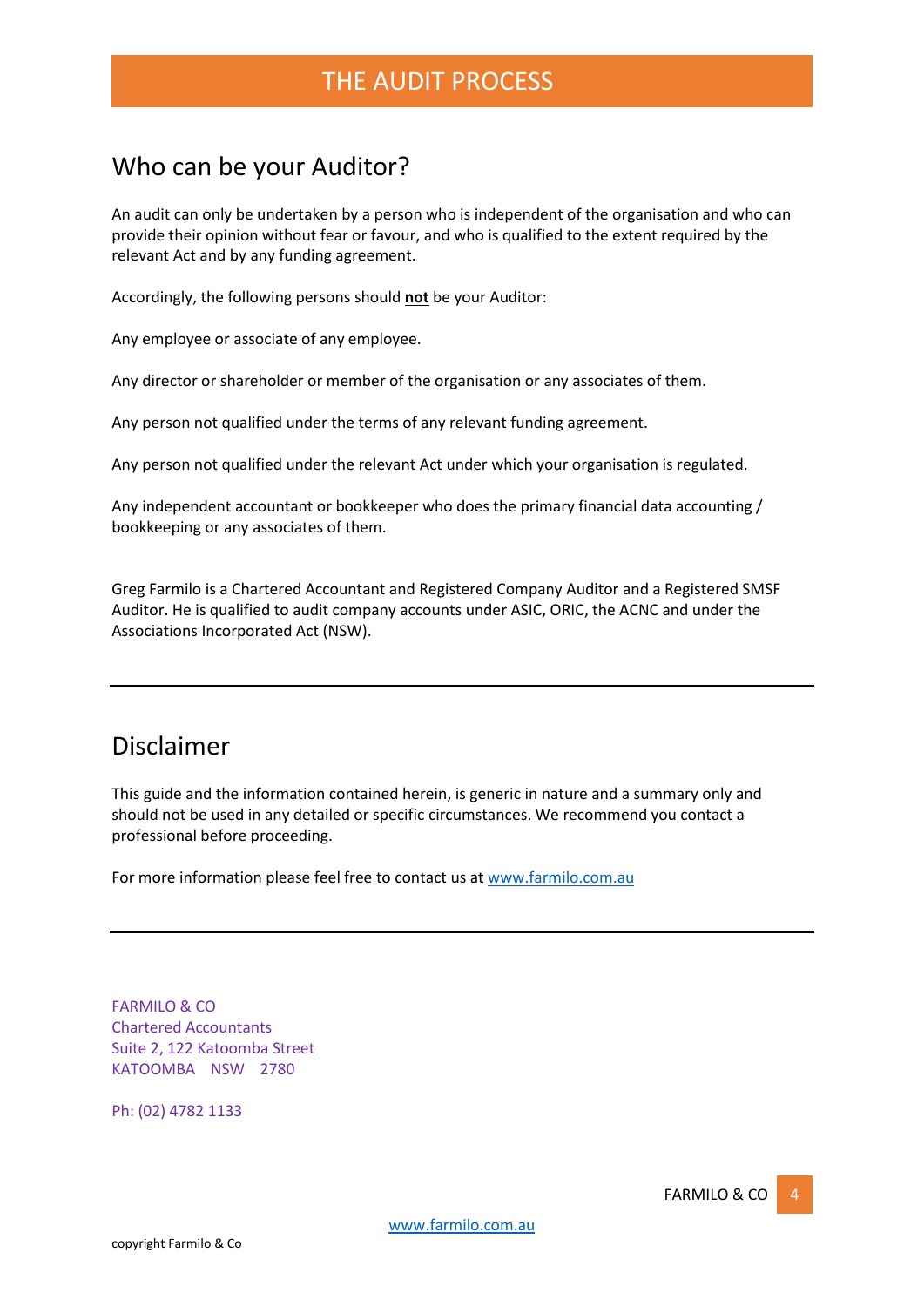# THE AUDIT PROCESS

## Who can be your Auditor?

An audit can only be undertaken by a person who is independent of the organisation and who can provide their opinion without fear or favour, and who is qualified to the extent required by the relevant Act and by any funding agreement.

Accordingly, the following persons should **not** be your Auditor:

Any employee or associate of any employee.

Any director or shareholder or member of the organisation or any associates of them.

Any person not qualified under the terms of any relevant funding agreement.

Any person not qualified under the relevant Act under which your organisation is regulated.

Any independent accountant or bookkeeper who does the primary financial data accounting / bookkeeping or any associates of them.

Greg Farmilo is a Chartered Accountant and Registered Company Auditor and a Registered SMSF Auditor. He is qualified to audit company accounts under ASIC, ORIC, the ACNC and under the Associations Incorporated Act (NSW).

---

## Disclaimer

This guide and the information contained herein, is generic in nature and a summary only and should not be used in any detailed or specific circumstances. We recommend you contact a professional before proceeding.

For more information please feel free to contact us at www.farmilo.com.au

---

FARMILO & CO
Chartered Accountants
Suite 2, 122 Katoomba Street
KATOOMBA NSW 2780

Ph: (02) 4782 1133